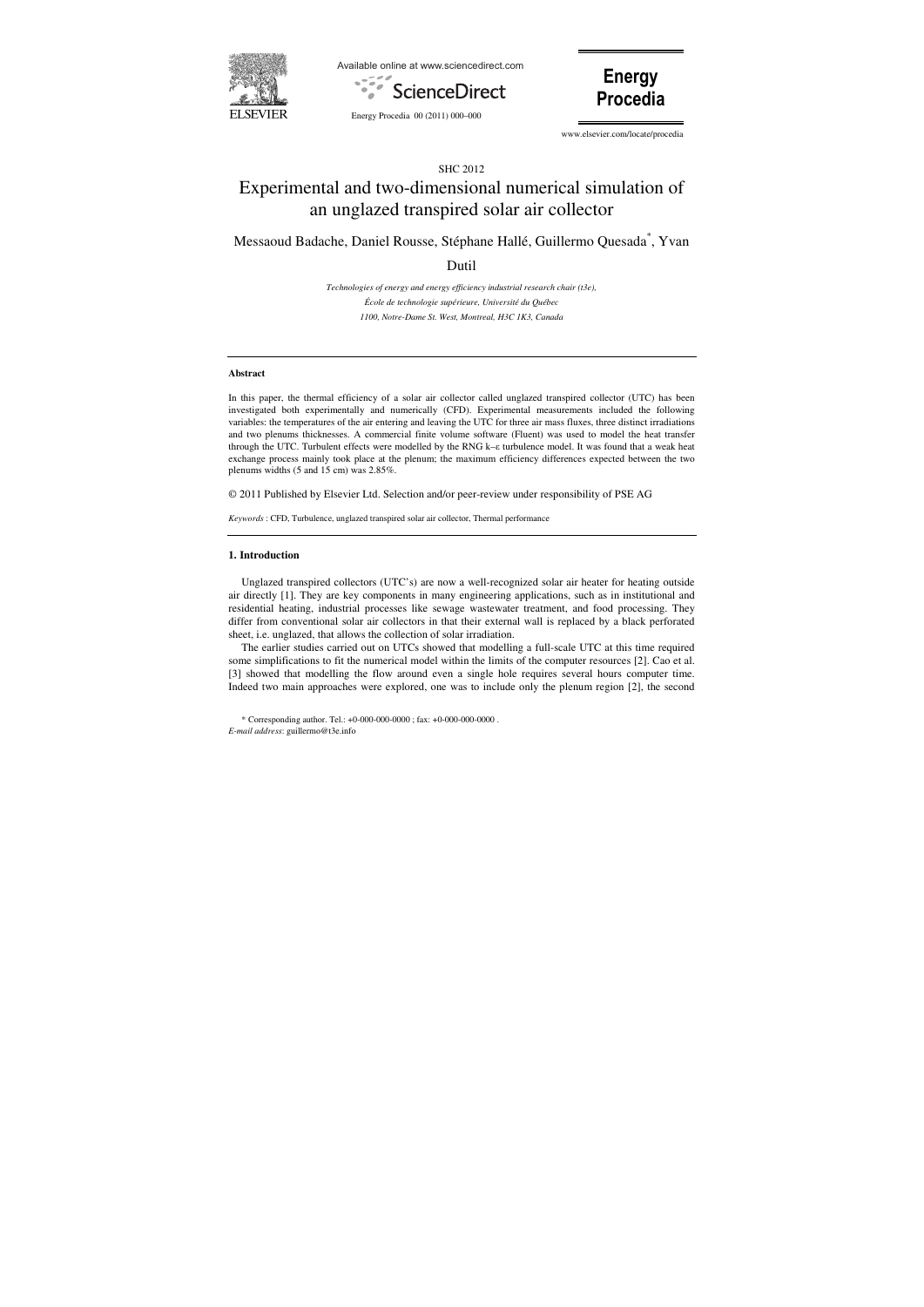SHC 2012

# Experimental and two-dimensional numerical simulation of an unglazed transpired solar air collector

Messaoud Badache, Daniel Rousse, Stéphane Hallé, Guillermo Quesada[*], Yvan Dutil

*Technologies of energy and energy efficiency industrial research chair (t3e), École de technologie supérieure, Université du Québec 1100, Notre-Dame St. West, Montreal, H3C 1K3, Canada*

---

**Abstract**

In this paper, the thermal efficiency of a solar air collector called unglazed transpired collector (UTC) has been investigated both experimentally and numerically (CFD). Experimental measurements included the following variables: the temperatures of the air entering and leaving the UTC for three air mass fluxes, three distinct irradiations and two plenums thicknesses. A commercial finite volume software (Fluent) was used to model the heat transfer through the UTC. Turbulent effects were modelled by the RNG k–ε turbulence model. It was found that a weak heat exchange process mainly took place at the plenum; the maximum efficiency differences expected between the two plenums widths (5 and 15 cm) was 2.85%.

© 2011 Published by Elsevier Ltd. Selection and/or peer-review under responsibility of PSE AG

*Keywords* : CFD, Turbulence, unglazed transpired solar air collector, Thermal performance

---

## 1. Introduction

Unglazed transpired collectors (UTC's) are now a well-recognized solar air heater for heating outside air directly [1]. They are key components in many engineering applications, such as in institutional and residential heating, industrial processes like sewage wastewater treatment, and food processing. They differ from conventional solar air collectors in that their external wall is replaced by a black perforated sheet, i.e. unglazed, that allows the collection of solar irradiation.

The earlier studies carried out on UTCs showed that modelling a full-scale UTC at this time required some simplifications to fit the numerical model within the limits of the computer resources [2]. Cao et al. [3] showed that modelling the flow around even a single hole requires several hours computer time. Indeed two main approaches were explored, one was to include only the plenum region [2], the second

---

[*] Corresponding author. Tel.: +0-000-000-0000 ; fax: +0-000-000-0000 .
*E-mail address*: guillermo@t3e.info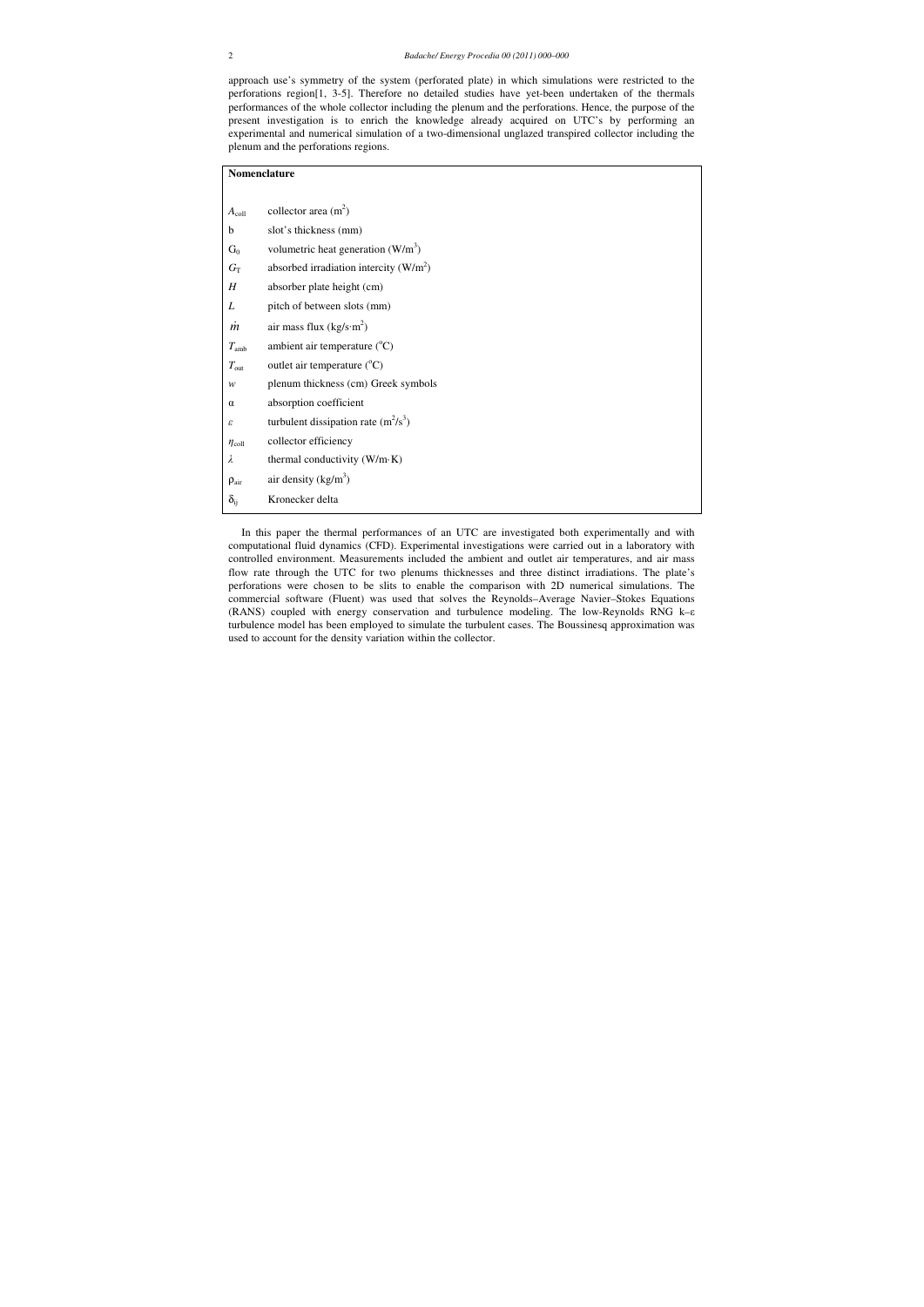approach use's symmetry of the system (perforated plate) in which simulations were restricted to the perforations region[1, 3-5]. Therefore no detailed studies have yet-been undertaken of the thermals performances of the whole collector including the plenum and the perforations. Hence, the purpose of the present investigation is to enrich the knowledge already acquired on UTC's by performing an experimental and numerical simulation of a two-dimensional unglazed transpired collector including the plenum and the perforations regions.

**Nomenclature**

| | |
|---|---|
| $A_{coll}$ | collector area ($m^2$) |
| b | slot's thickness (mm) |
| $G_0$ | volumetric heat generation ($W/m^3$) |
| $G_T$ | absorbed irradiation intercity ($W/m^2$) |
| $H$ | absorber plate height (cm) |
| $L$ | pitch of between slots (mm) |
| $\dot{m}$ | air mass flux ($kg/s{\cdot}m^2$) |
| $T_{amb}$ | ambient air temperature ($^oC$) |
| $T_{out}$ | outlet air temperature ($^oC$) |
| $w$ | plenum thickness (cm) Greek symbols |
| $\alpha$ | absorption coefficient |
| $\varepsilon$ | turbulent dissipation rate ($m^2/s^3$) |
| $\eta_{coll}$ | collector efficiency |
| $\lambda$ | thermal conductivity ($W/m{\cdot}K$) |
| $\rho_{air}$ | air density ($kg/m^3$) |
| $\delta_{ij}$ | Kronecker delta |

In this paper the thermal performances of an UTC are investigated both experimentally and with computational fluid dynamics (CFD). Experimental investigations were carried out in a laboratory with controlled environment. Measurements included the ambient and outlet air temperatures, and air mass flow rate through the UTC for two plenums thicknesses and three distinct irradiations. The plate's perforations were chosen to be slits to enable the comparison with 2D numerical simulations. The commercial software (Fluent) was used that solves the Reynolds–Average Navier–Stokes Equations (RANS) coupled with energy conservation and turbulence modeling. The low-Reynolds RNG k–ε turbulence model has been employed to simulate the turbulent cases. The Boussinesq approximation was used to account for the density variation within the collector.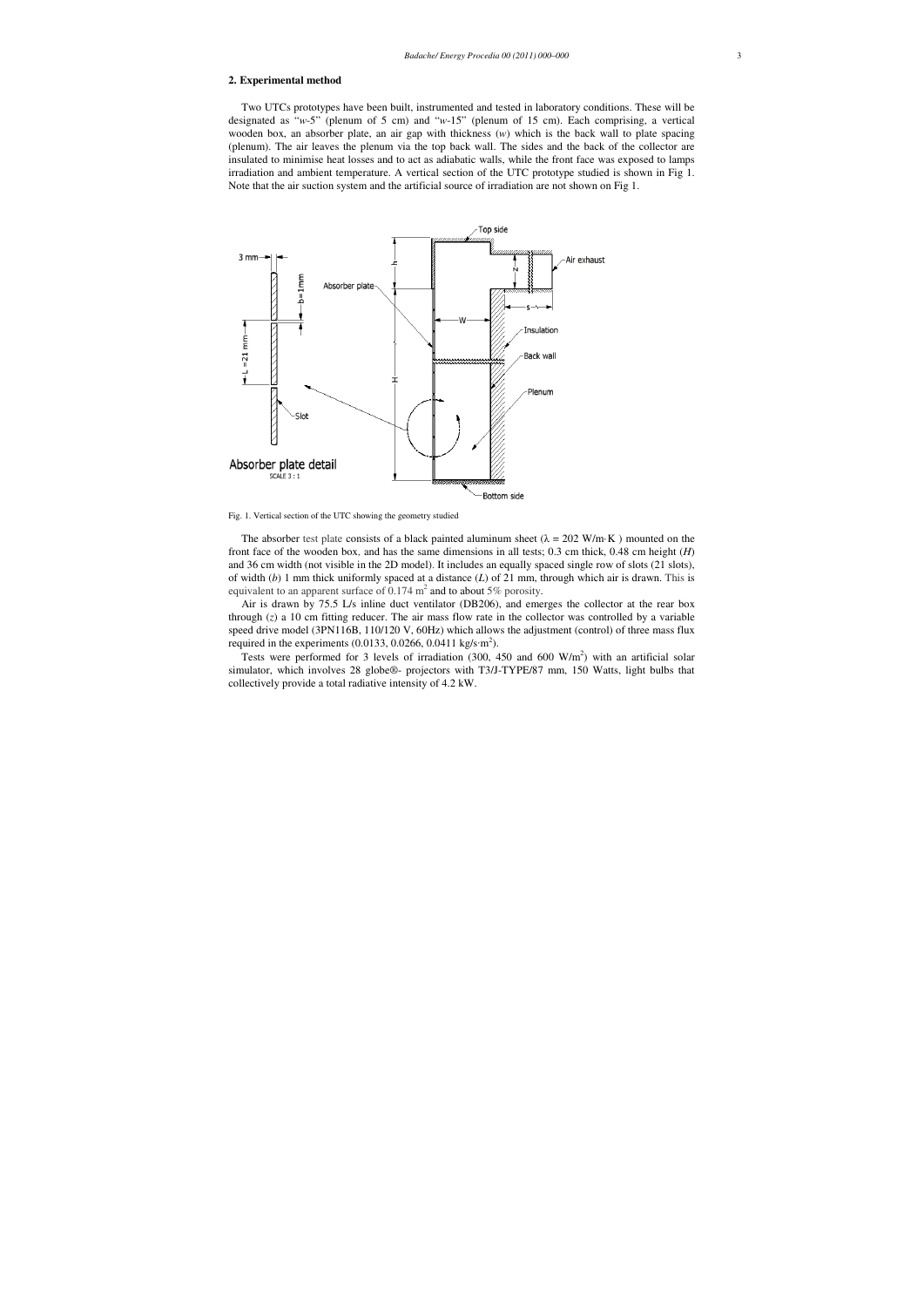## 2. Experimental method

Two UTCs prototypes have been built, instrumented and tested in laboratory conditions. These will be designated as "*w*-5" (plenum of 5 cm) and "*w*-15" (plenum of 15 cm). Each comprising, a vertical wooden box, an absorber plate, an air gap with thickness (*w*) which is the back wall to plate spacing (plenum). The air leaves the plenum via the top back wall. The sides and the back of the collector are insulated to minimise heat losses and to act as adiabatic walls, while the front face was exposed to lamps irradiation and ambient temperature. A vertical section of the UTC prototype studied is shown in Fig 1. Note that the air suction system and the artificial source of irradiation are not shown on Fig 1.

Fig. 1. Vertical section of the UTC showing the geometry studied

The absorber test plate consists of a black painted aluminum sheet ($\lambda$ = 202 W/m·K ) mounted on the front face of the wooden box, and has the same dimensions in all tests; 0.3 cm thick, 0.48 cm height (*H*) and 36 cm width (not visible in the 2D model). It includes an equally spaced single row of slots (21 slots), of width (*b*) 1 mm thick uniformly spaced at a distance (*L*) of 21 mm, through which air is drawn. This is equivalent to an apparent surface of 0.174 m$^2$ and to about 5% porosity.

Air is drawn by 75.5 L/s inline duct ventilator (DB206), and emerges the collector at the rear box through (*z*) a 10 cm fitting reducer. The air mass flow rate in the collector was controlled by a variable speed drive model (3PN116B, 110/120 V, 60Hz) which allows the adjustment (control) of three mass flux required in the experiments (0.0133, 0.0266, 0.0411 kg/s·m$^2$).

Tests were performed for 3 levels of irradiation (300, 450 and 600 W/m$^2$) with an artificial solar simulator, which involves 28 globe®- projectors with T3/J-TYPE/87 mm, 150 Watts, light bulbs that collectively provide a total radiative intensity of 4.2 kW.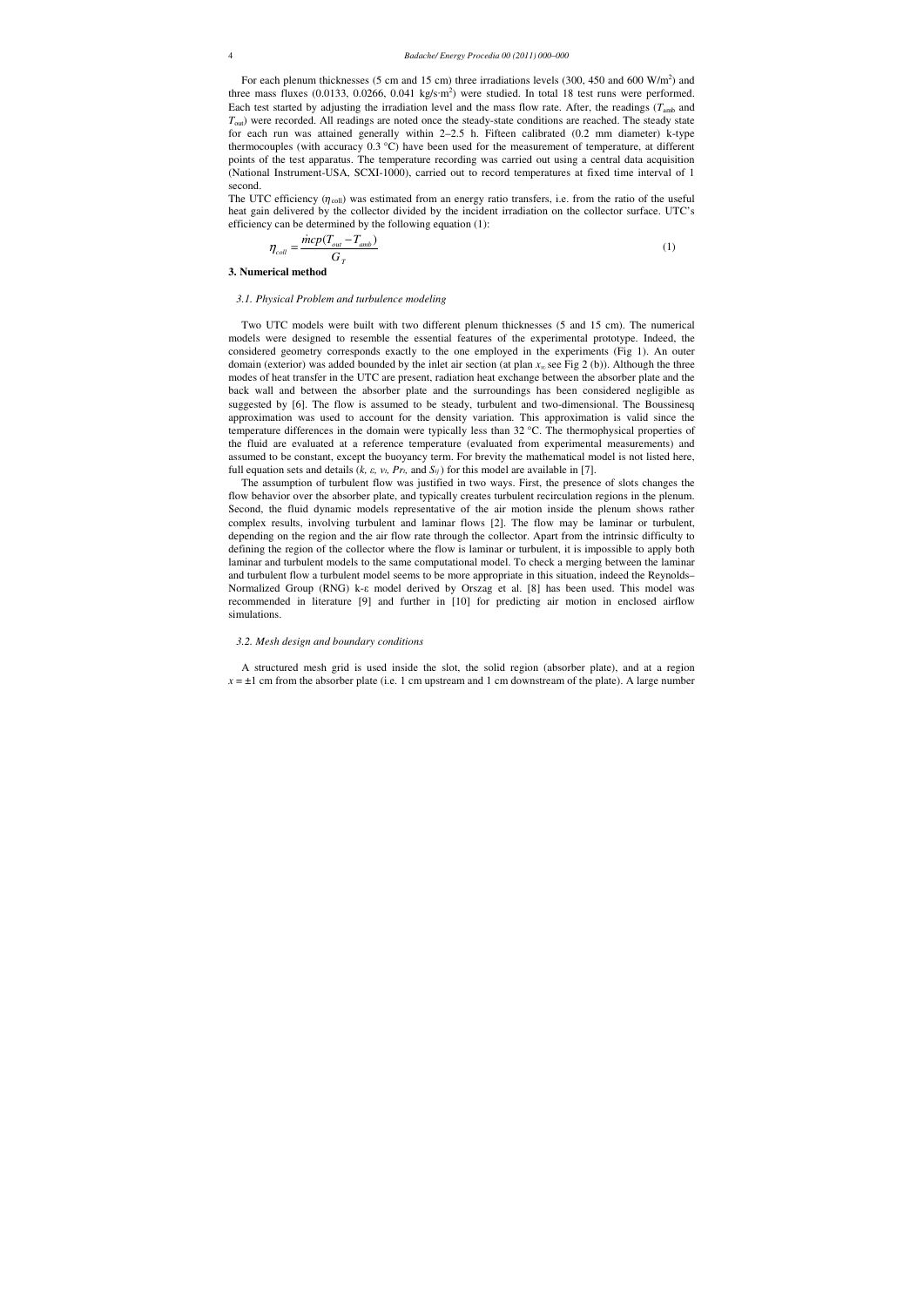For each plenum thicknesses (5 cm and 15 cm) three irradiations levels (300, 450 and 600 W/m$^2$) and three mass fluxes (0.0133, 0.0266, 0.041 kg/s·m$^2$) were studied. In total 18 test runs were performed. Each test started by adjusting the irradiation level and the mass flow rate. After, the readings ($T_{amb}$ and $T_{out}$) were recorded. All readings are noted once the steady-state conditions are reached. The steady state for each run was attained generally within 2–2.5 h. Fifteen calibrated (0.2 mm diameter) k-type thermocouples (with accuracy 0.3 °C) have been used for the measurement of temperature, at different points of the test apparatus. The temperature recording was carried out using a central data acquisition (National Instrument-USA, SCXI-1000), carried out to record temperatures at fixed time interval of 1 second.

The UTC efficiency ($\eta_{coll}$) was estimated from an energy ratio transfers, i.e. from the ratio of the useful heat gain delivered by the collector divided by the incident irradiation on the collector surface. UTC's efficiency can be determined by the following equation (1):

$$\eta_{coll} = \frac{\dot{m}cp(T_{out} - T_{amb})}{G_T} \tag{1}$$

## 3. Numerical method

### *3.1. Physical Problem and turbulence modeling*

Two UTC models were built with two different plenum thicknesses (5 and 15 cm). The numerical models were designed to resemble the essential features of the experimental prototype. Indeed, the considered geometry corresponds exactly to the one employed in the experiments (Fig 1). An outer domain (exterior) was added bounded by the inlet air section (at plan $x_e$ see Fig 2 (b)). Although the three modes of heat transfer in the UTC are present, radiation heat exchange between the absorber plate and the back wall and between the absorber plate and the surroundings has been considered negligible as suggested by [6]. The flow is assumed to be steady, turbulent and two-dimensional. The Boussinesq approximation was used to account for the density variation. This approximation is valid since the temperature differences in the domain were typically less than 32 °C. The thermophysical properties of the fluid are evaluated at a reference temperature (evaluated from experimental measurements) and assumed to be constant, except the buoyancy term. For brevity the mathematical model is not listed here, full equation sets and details ($k$, $\varepsilon$, $\nu_t$, $Pr_t$, and $S_{ij}$) for this model are available in [7].

The assumption of turbulent flow was justified in two ways. First, the presence of slots changes the flow behavior over the absorber plate, and typically creates turbulent recirculation regions in the plenum. Second, the fluid dynamic models representative of the air motion inside the plenum shows rather complex results, involving turbulent and laminar flows [2]. The flow may be laminar or turbulent, depending on the region and the air flow rate through the collector. Apart from the intrinsic difficulty to defining the region of the collector where the flow is laminar or turbulent, it is impossible to apply both laminar and turbulent models to the same computational model. To check a merging between the laminar and turbulent flow a turbulent model seems to be more appropriate in this situation, indeed the Reynolds–Normalized Group (RNG) k-ε model derived by Orszag et al. [8] has been used. This model was recommended in literature [9] and further in [10] for predicting air motion in enclosed airflow simulations.

### *3.2. Mesh design and boundary conditions*

A structured mesh grid is used inside the slot, the solid region (absorber plate), and at a region $x = \pm 1$ cm from the absorber plate (i.e. 1 cm upstream and 1 cm downstream of the plate). A large number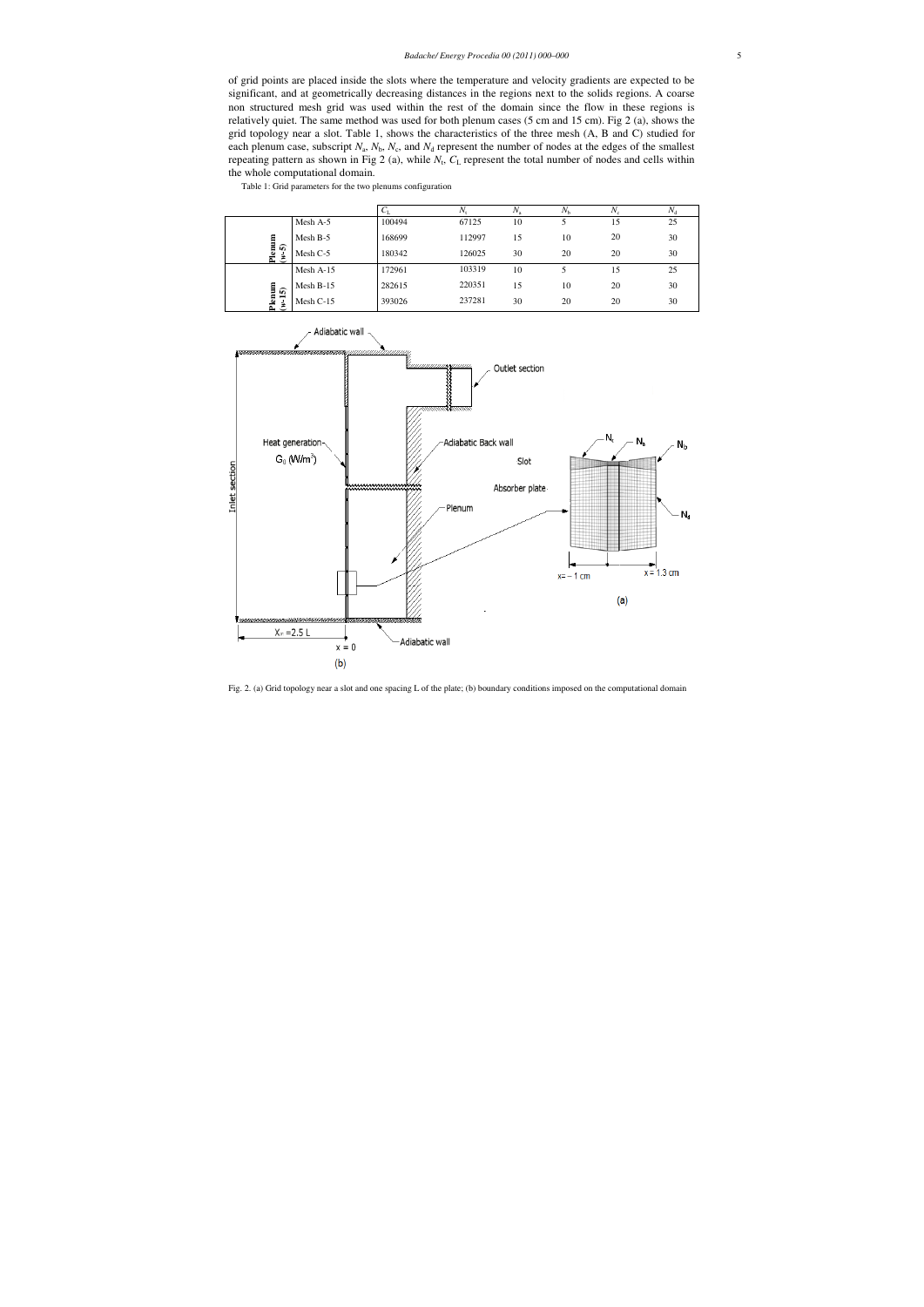of grid points are placed inside the slots where the temperature and velocity gradients are expected to be significant, and at geometrically decreasing distances in the regions next to the solids regions. A coarse non structured mesh grid was used within the rest of the domain since the flow in these regions is relatively quiet. The same method was used for both plenum cases (5 cm and 15 cm). Fig 2 (a), shows the grid topology near a slot. Table 1, shows the characteristics of the three mesh (A, B and C) studied for each plenum case, subscript $N_a$, $N_b$, $N_c$, and $N_d$ represent the number of nodes at the edges of the smallest repeating pattern as shown in Fig 2 (a), while $N_t$, $C_L$ represent the total number of nodes and cells within the whole computational domain.

Table 1: Grid parameters for the two plenums configuration

| | | $C_L$ | $N_t$ | $N_a$ | $N_b$ | $N_c$ | $N_d$ |
|---|---|---|---|---|---|---|---|
| Plenum (w-5) | Mesh A-5 | 100494 | 67125 | 10 | 5 | 15 | 25 |
| | Mesh B-5 | 168699 | 112997 | 15 | 10 | 20 | 30 |
| | Mesh C-5 | 180342 | 126025 | 30 | 20 | 20 | 30 |
| Plenum (w-15) | Mesh A-15 | 172961 | 103319 | 10 | 5 | 15 | 25 |
| | Mesh B-15 | 282615 | 220351 | 15 | 10 | 20 | 30 |
| | Mesh C-15 | 393026 | 237281 | 30 | 20 | 20 | 30 |

Fig. 2. (a) Grid topology near a slot and one spacing L of the plate; (b) boundary conditions imposed on the computational domain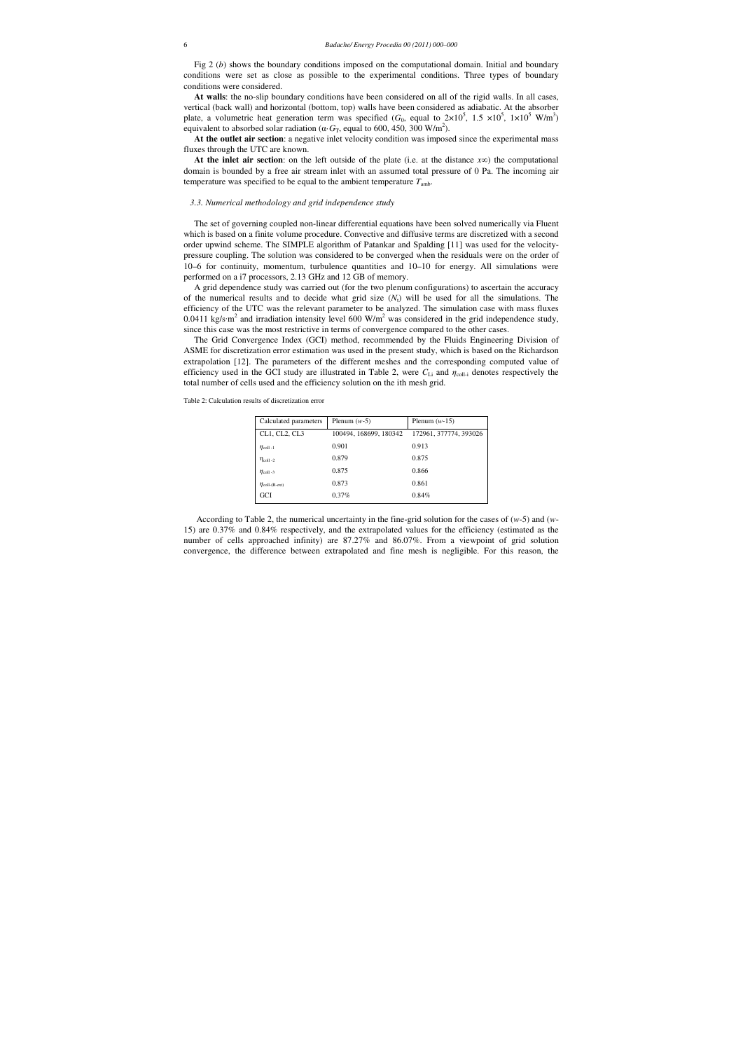Fig 2 (*b*) shows the boundary conditions imposed on the computational domain. Initial and boundary conditions were set as close as possible to the experimental conditions. Three types of boundary conditions were considered.

**At walls**: the no-slip boundary conditions have been considered on all of the rigid walls. In all cases, vertical (back wall) and horizontal (bottom, top) walls have been considered as adiabatic. At the absorber plate, a volumetric heat generation term was specified ($G_0$, equal to $2\times10^5$, $1.5\times10^5$, $1\times10^5$ W/m$^3$) equivalent to absorbed solar radiation ($\alpha\cdot G_T$, equal to 600, 450, 300 W/m$^2$).

**At the outlet air section**: a negative inlet velocity condition was imposed since the experimental mass fluxes through the UTC are known.

**At the inlet air section**: on the left outside of the plate (i.e. at the distance $x\infty$) the computational domain is bounded by a free air stream inlet with an assumed total pressure of 0 Pa. The incoming air temperature was specified to be equal to the ambient temperature $T_{amb}$.

### *3.3. Numerical methodology and grid independence study*

The set of governing coupled non-linear differential equations have been solved numerically via Fluent which is based on a finite volume procedure. Convective and diffusive terms are discretized with a second order upwind scheme. The SIMPLE algorithm of Patankar and Spalding [11] was used for the velocity-pressure coupling. The solution was considered to be converged when the residuals were on the order of 10–6 for continuity, momentum, turbulence quantities and 10–10 for energy. All simulations were performed on a i7 processors, 2.13 GHz and 12 GB of memory.

A grid dependence study was carried out (for the two plenum configurations) to ascertain the accuracy of the numerical results and to decide what grid size ($N_t$) will be used for all the simulations. The efficiency of the UTC was the relevant parameter to be analyzed. The simulation case with mass fluxes 0.0411 kg/s·m$^2$ and irradiation intensity level 600 W/m$^2$ was considered in the grid independence study, since this case was the most restrictive in terms of convergence compared to the other cases.

The Grid Convergence Index (GCI) method, recommended by the Fluids Engineering Division of ASME for discretization error estimation was used in the present study, which is based on the Richardson extrapolation [12]. The parameters of the different meshes and the corresponding computed value of efficiency used in the GCI study are illustrated in Table 2, were $C_{Li}$ and $\eta_{coll\text{-}i}$ denotes respectively the total number of cells used and the efficiency solution on the ith mesh grid.

Table 2: Calculation results of discretization error

| Calculated parameters | Plenum ($w$-5) | Plenum ($w$-15) |
|---|---|---|
| CL1, CL2, CL3 | 100494, 168699, 180342 | 172961, 377774, 393026 |
| $\eta_{coll-1}$ | 0.901 | 0.913 |
| $\eta_{coll-2}$ | 0.879 | 0.875 |
| $\eta_{coll-3}$ | 0.875 | 0.866 |
| $\eta_{coll-(R-ext)}$ | 0.873 | 0.861 |
| GCI | 0.37% | 0.84% |

According to Table 2, the numerical uncertainty in the fine-grid solution for the cases of ($w$-5) and ($w$-15) are 0.37% and 0.84% respectively, and the extrapolated values for the efficiency (estimated as the number of cells approached infinity) are 87.27% and 86.07%. From a viewpoint of grid solution convergence, the difference between extrapolated and fine mesh is negligible. For this reason, the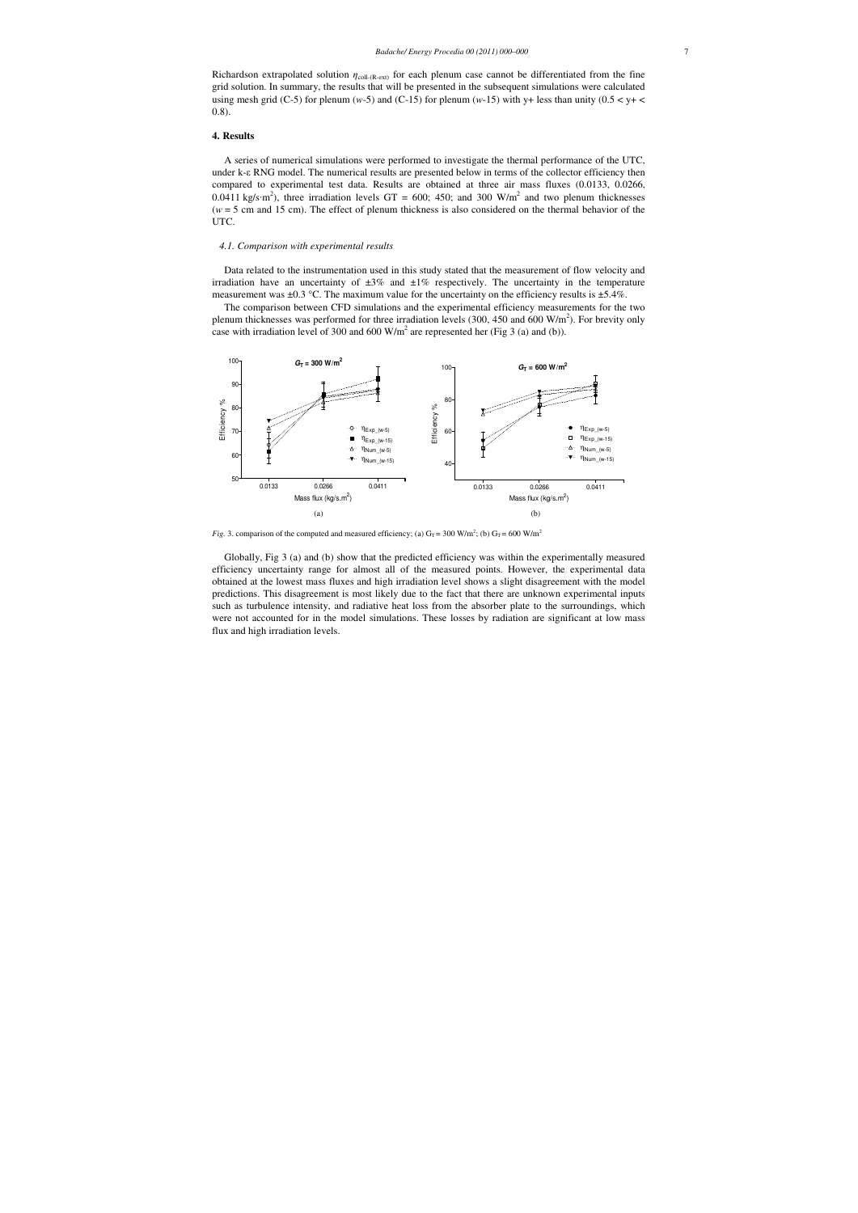Richardson extrapolated solution $\eta_{coll-(R-ext)}$ for each plenum case cannot be differentiated from the fine grid solution. In summary, the results that will be presented in the subsequent simulations were calculated using mesh grid (C-5) for plenum ($w$-5) and (C-15) for plenum ($w$-15) with y+ less than unity ($0.5 < y+ < 0.8$).

## 4. Results

A series of numerical simulations were performed to investigate the thermal performance of the UTC, under k-ε RNG model. The numerical results are presented below in terms of the collector efficiency then compared to experimental test data. Results are obtained at three air mass fluxes (0.0133, 0.0266, 0.0411 kg/s·m$^2$), three irradiation levels GT = 600; 450; and 300 W/m$^2$ and two plenum thicknesses ($w$ = 5 cm and 15 cm). The effect of plenum thickness is also considered on the thermal behavior of the UTC.

### *4.1. Comparison with experimental results*

Data related to the instrumentation used in this study stated that the measurement of flow velocity and irradiation have an uncertainty of ±3% and ±1% respectively. The uncertainty in the temperature measurement was ±0.3 °C. The maximum value for the uncertainty on the efficiency results is ±5.4%.

The comparison between CFD simulations and the experimental efficiency measurements for the two plenum thicknesses was performed for three irradiation levels (300, 450 and 600 W/m$^2$). For brevity only case with irradiation level of 300 and 600 W/m$^2$ are represented her (Fig 3 (a) and (b)).

*Fig.* 3. comparison of the computed and measured efficiency; (a) $G_T$ = 300 W/m$^2$; (b) $G_T$ = 600 W/m$^2$

Globally, Fig 3 (a) and (b) show that the predicted efficiency was within the experimentally measured efficiency uncertainty range for almost all of the measured points. However, the experimental data obtained at the lowest mass fluxes and high irradiation level shows a slight disagreement with the model predictions. This disagreement is most likely due to the fact that there are unknown experimental inputs such as turbulence intensity, and radiative heat loss from the absorber plate to the surroundings, which were not accounted for in the model simulations. These losses by radiation are significant at low mass flux and high irradiation levels.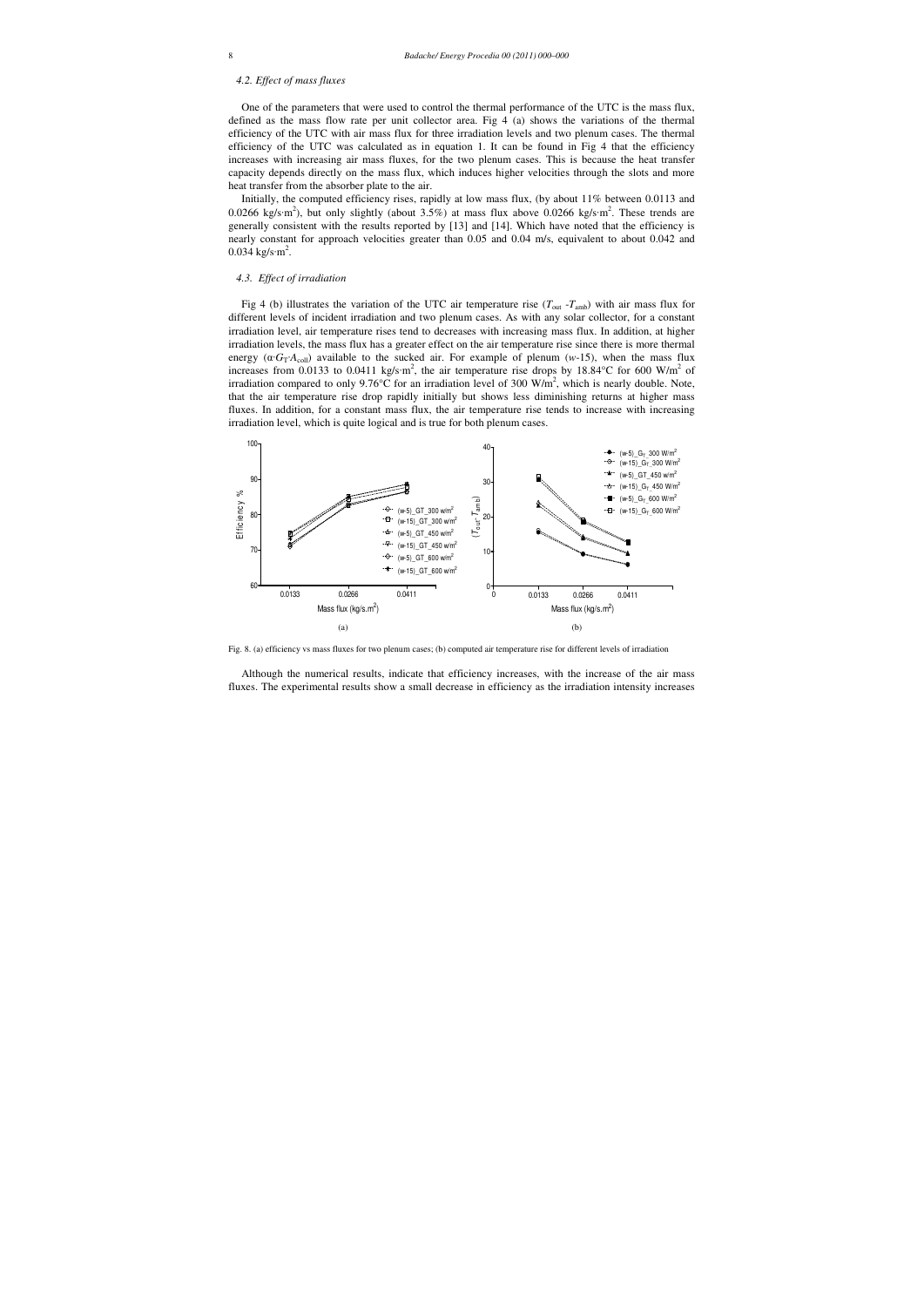### 4.2. Effect of mass fluxes

One of the parameters that were used to control the thermal performance of the UTC is the mass flux, defined as the mass flow rate per unit collector area. Fig 4 (a) shows the variations of the thermal efficiency of the UTC with air mass flux for three irradiation levels and two plenum cases. The thermal efficiency of the UTC was calculated as in equation 1. It can be found in Fig 4 that the efficiency increases with increasing air mass fluxes, for the two plenum cases. This is because the heat transfer capacity depends directly on the mass flux, which induces higher velocities through the slots and more heat transfer from the absorber plate to the air.

Initially, the computed efficiency rises, rapidly at low mass flux, (by about 11% between 0.0113 and 0.0266 kg/s·m$^2$), but only slightly (about 3.5%) at mass flux above 0.0266 kg/s·m$^2$. These trends are generally consistent with the results reported by [13] and [14]. Which have noted that the efficiency is nearly constant for approach velocities greater than 0.05 and 0.04 m/s, equivalent to about 0.042 and 0.034 kg/s·m$^2$.

### 4.3. Effect of irradiation

Fig 4 (b) illustrates the variation of the UTC air temperature rise ($T_{out}$ -$T_{amb}$) with air mass flux for different levels of incident irradiation and two plenum cases. As with any solar collector, for a constant irradiation level, air temperature rises tend to decreases with increasing mass flux. In addition, at higher irradiation levels, the mass flux has a greater effect on the air temperature rise since there is more thermal energy ($\alpha \cdot G_T \cdot A_{coll}$) available to the sucked air. For example of plenum (*w*-15), when the mass flux increases from 0.0133 to 0.0411 kg/s·m$^2$, the air temperature rise drops by 18.84°C for 600 W/m$^2$ of irradiation compared to only 9.76°C for an irradiation level of 300 W/m$^2$, which is nearly double. Note, that the air temperature rise drop rapidly initially but shows less diminishing returns at higher mass fluxes. In addition, for a constant mass flux, the air temperature rise tends to increase with increasing irradiation level, which is quite logical and is true for both plenum cases.

Fig. 8. (a) efficiency vs mass fluxes for two plenum cases; (b) computed air temperature rise for different levels of irradiation

Although the numerical results, indicate that efficiency increases, with the increase of the air mass fluxes. The experimental results show a small decrease in efficiency as the irradiation intensity increases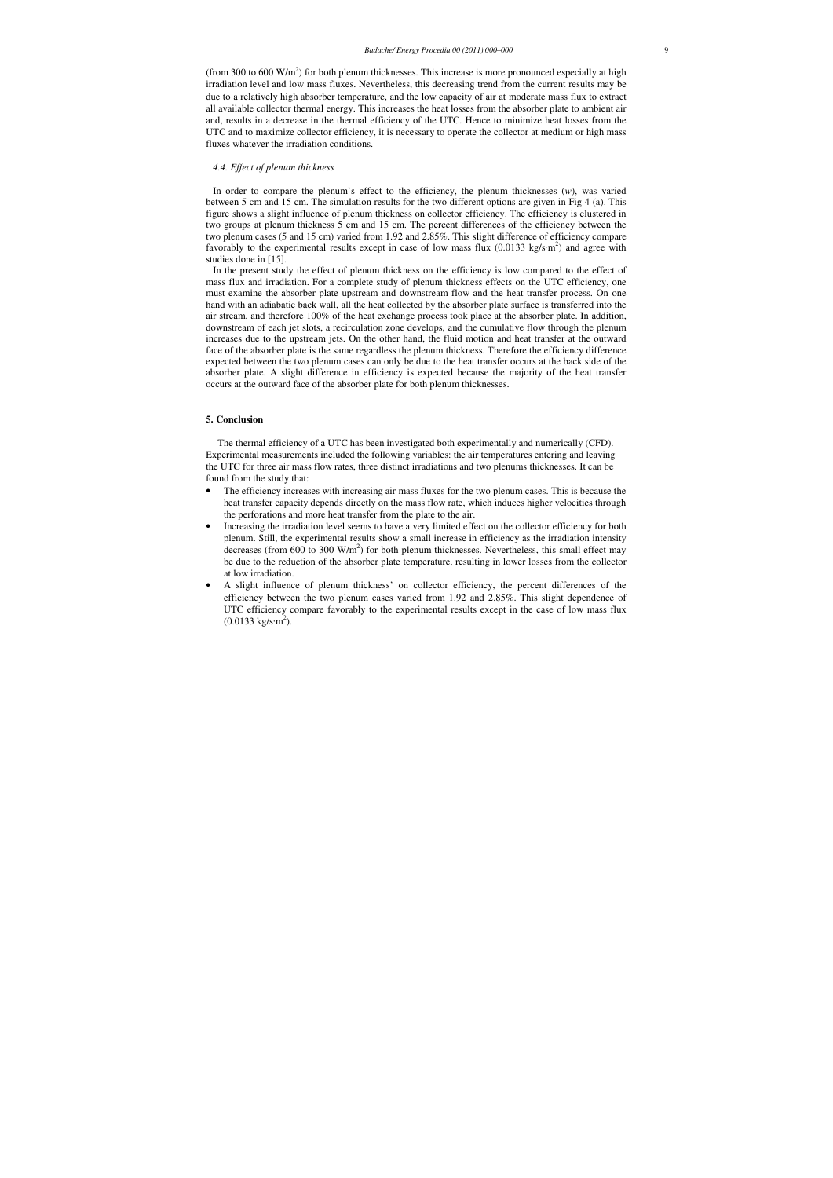(from 300 to 600 W/m$^2$) for both plenum thicknesses. This increase is more pronounced especially at high irradiation level and low mass fluxes. Nevertheless, this decreasing trend from the current results may be due to a relatively high absorber temperature, and the low capacity of air at moderate mass flux to extract all available collector thermal energy. This increases the heat losses from the absorber plate to ambient air and, results in a decrease in the thermal efficiency of the UTC. Hence to minimize heat losses from the UTC and to maximize collector efficiency, it is necessary to operate the collector at medium or high mass fluxes whatever the irradiation conditions.

### *4.4. Effect of plenum thickness*

In order to compare the plenum's effect to the efficiency, the plenum thicknesses (*w*), was varied between 5 cm and 15 cm. The simulation results for the two different options are given in Fig 4 (a). This figure shows a slight influence of plenum thickness on collector efficiency. The efficiency is clustered in two groups at plenum thickness 5 cm and 15 cm. The percent differences of the efficiency between the two plenum cases (5 and 15 cm) varied from 1.92 and 2.85%. This slight difference of efficiency compare favorably to the experimental results except in case of low mass flux (0.0133 kg/s·m$^2$) and agree with studies done in [15].

In the present study the effect of plenum thickness on the efficiency is low compared to the effect of mass flux and irradiation. For a complete study of plenum thickness effects on the UTC efficiency, one must examine the absorber plate upstream and downstream flow and the heat transfer process. On one hand with an adiabatic back wall, all the heat collected by the absorber plate surface is transferred into the air stream, and therefore 100% of the heat exchange process took place at the absorber plate. In addition, downstream of each jet slots, a recirculation zone develops, and the cumulative flow through the plenum increases due to the upstream jets. On the other hand, the fluid motion and heat transfer at the outward face of the absorber plate is the same regardless the plenum thickness. Therefore the efficiency difference expected between the two plenum cases can only be due to the heat transfer occurs at the back side of the absorber plate. A slight difference in efficiency is expected because the majority of the heat transfer occurs at the outward face of the absorber plate for both plenum thicknesses.

## 5. Conclusion

The thermal efficiency of a UTC has been investigated both experimentally and numerically (CFD). Experimental measurements included the following variables: the air temperatures entering and leaving the UTC for three air mass flow rates, three distinct irradiations and two plenums thicknesses. It can be found from the study that:

- The efficiency increases with increasing air mass fluxes for the two plenum cases. This is because the heat transfer capacity depends directly on the mass flow rate, which induces higher velocities through the perforations and more heat transfer from the plate to the air.
- Increasing the irradiation level seems to have a very limited effect on the collector efficiency for both plenum. Still, the experimental results show a small increase in efficiency as the irradiation intensity decreases (from 600 to 300 W/m$^2$) for both plenum thicknesses. Nevertheless, this small effect may be due to the reduction of the absorber plate temperature, resulting in lower losses from the collector at low irradiation.
- A slight influence of plenum thickness' on collector efficiency, the percent differences of the efficiency between the two plenum cases varied from 1.92 and 2.85%. This slight dependence of UTC efficiency compare favorably to the experimental results except in the case of low mass flux (0.0133 kg/s·m$^2$).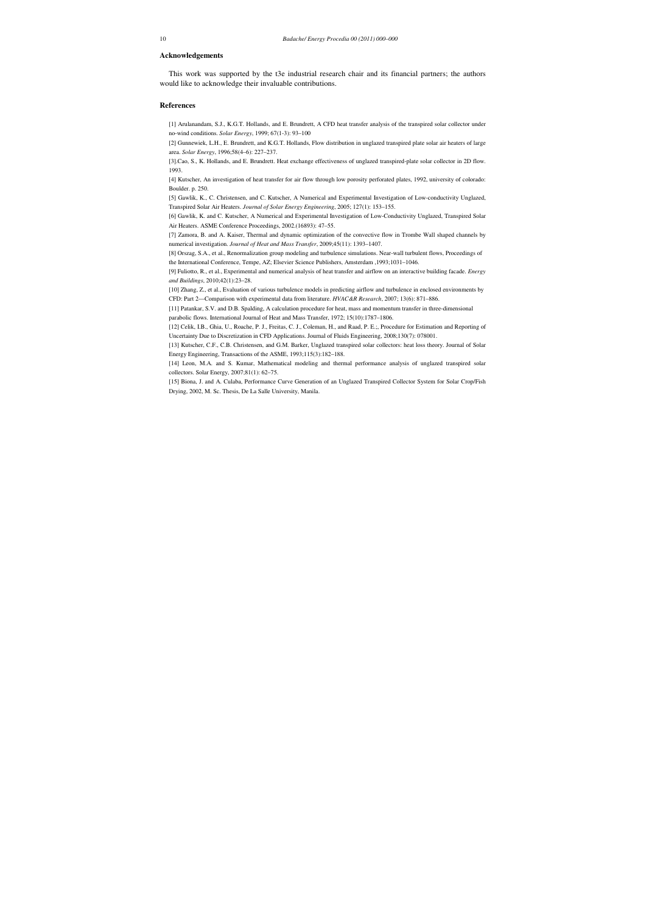## Acknowledgements

This work was supported by the t3e industrial research chair and its financial partners; the authors would like to acknowledge their invaluable contributions.

## References

[1] Arulanandam, S.J., K.G.T. Hollands, and E. Brundrett, A CFD heat transfer analysis of the transpired solar collector under no-wind conditions. *Solar Energy*, 1999; 67(1-3): 93–100

[2] Gunnewiek, L.H., E. Brundrett, and K.G.T. Hollands, Flow distribution in unglazed transpired plate solar air heaters of large area. *Solar Energy*, 1996;58(4–6): 227–237.

[3].Cao, S., K. Hollands, and E. Brundrett. Heat exchange effectiveness of unglazed transpired-plate solar collector in 2D flow. 1993.

[4] Kutscher, An investigation of heat transfer for air flow through low porosity perforated plates, 1992, university of colorado: Boulder. p. 250.

[5] Gawlik, K., C. Christensen, and C. Kutscher, A Numerical and Experimental Investigation of Low-conductivity Unglazed, Transpired Solar Air Heaters. *Journal of Solar Energy Engineering*, 2005; 127(1): 153–155.

[6] Gawlik, K. and C. Kutscher, A Numerical and Experimental Investigation of Low-Conductivity Unglazed, Transpired Solar Air Heaters. ASME Conference Proceedings, 2002.(16893): 47–55.

[7] Zamora, B. and A. Kaiser, Thermal and dynamic optimization of the convective flow in Trombe Wall shaped channels by numerical investigation. *Journal of Heat and Mass Transfer*, 2009;45(11): 1393–1407.

[8] Orszag, S.A., et al., Renormalization group modeling and turbulence simulations. Near-wall turbulent flows, Proceedings of the International Conference, Tempe, AZ; Elsevier Science Publishers, Amsterdam ,1993;1031–1046.

[9] Fuliotto, R., et al., Experimental and numerical analysis of heat transfer and airflow on an interactive building facade. *Energy and Buildings*, 2010;42(1):23–28.

[10] Zhang, Z., et al., Evaluation of various turbulence models in predicting airflow and turbulence in enclosed environments by CFD: Part 2—Comparison with experimental data from literature. *HVAC&R Research*, 2007; 13(6): 871–886.

[11] Patankar, S.V. and D.B. Spalding, A calculation procedure for heat, mass and momentum transfer in three-dimensional parabolic flows. International Journal of Heat and Mass Transfer, 1972; 15(10):1787–1806.

[12] Celik, I.B., Ghia, U., Roache, P. J., Freitas, C. J., Coleman, H., and Raad, P. E.;, Procedure for Estimation and Reporting of Uncertainty Due to Discretization in CFD Applications. Journal of Fluids Engineering, 2008;130(7): 078001.

[13] Kutscher, C.F., C.B. Christensen, and G.M. Barker, Unglazed transpired solar collectors: heat loss theory. Journal of Solar Energy Engineering, Transactions of the ASME, 1993;115(3):182–188.

[14] Leon, M.A. and S. Kumar, Mathematical modeling and thermal performance analysis of unglazed transpired solar collectors. Solar Energy, 2007;81(1): 62–75.

[15] Biona, J. and A. Culaba, Performance Curve Generation of an Unglazed Transpired Collector System for Solar Crop/Fish Drying, 2002, M. Sc. Thesis, De La Salle University, Manila.